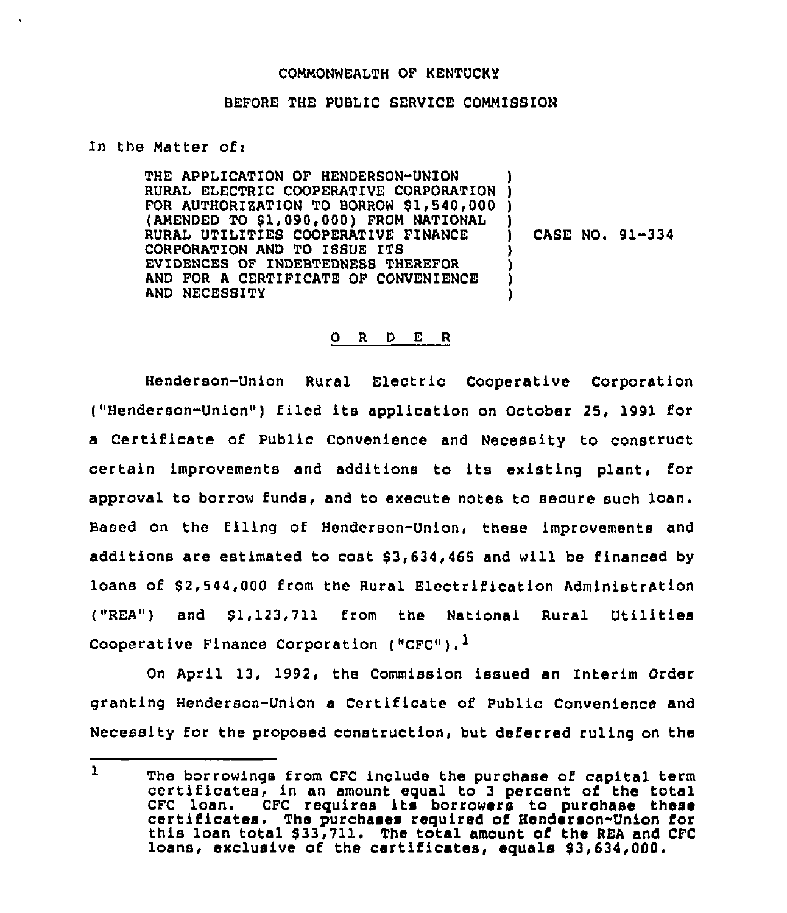COMMONWEALTH OF KENTUCKY

BEFORE THE PUBLIC SERVICE COMMISSION

In the Matter of:

THE APPLICATION OF HENDERSON-UNION RURAL ELECTRIC COOPERATIVE CORPORATION FOR AUTHORIZATION TO BORROW $1,540,000 (AMENDED TO $1,090,000) FROM NATIONAL RURAL UTILITIES COOPERATIVE FINANCE CORPORATION AND TO ISSUE ITS EVIDENCES OF INDEBTEDNESS THEREFOR AND FOR A CERTIFICATE OF CONVENIENCE AND NECESSITY ) CASE NO. 91-334

O R D E R

Henderson-Union Rural Electric Cooperative Corporation ("Henderson-Union") filed its application on October 25, 1991 for a Certificate of Public Convenience and Necessity to construct certain improvements and additions to its existing plant, for approval to borrow funds, and to execute notes to secure such loan. Based on the filing of Henderson-Union, these improvements and additions are estimated to cost $3,634,465 and will be financed by loans of $2,544,000 from the Rural Electrification Administration ("REA") and $1,123,711 from the National Rural Utilities Cooperative Finance Corporation ("CFC").[1]

On April 13, 1992, the Commission issued an Interim Order granting Henderson-Union a Certificate of Public Convenience and Necessity for the proposed construction, but deferred ruling on the

[1] The borrowings from CFC include the purchase of capital term certificates, in an amount equal to 3 percent of the total CFC loan. CFC requires its borrowers to purchase these certificates. The purchases required of Henderson-Union for this loan total $33,711. The total amount of the REA and CFC loans, exclusive of the certificates, equals $3,634,000.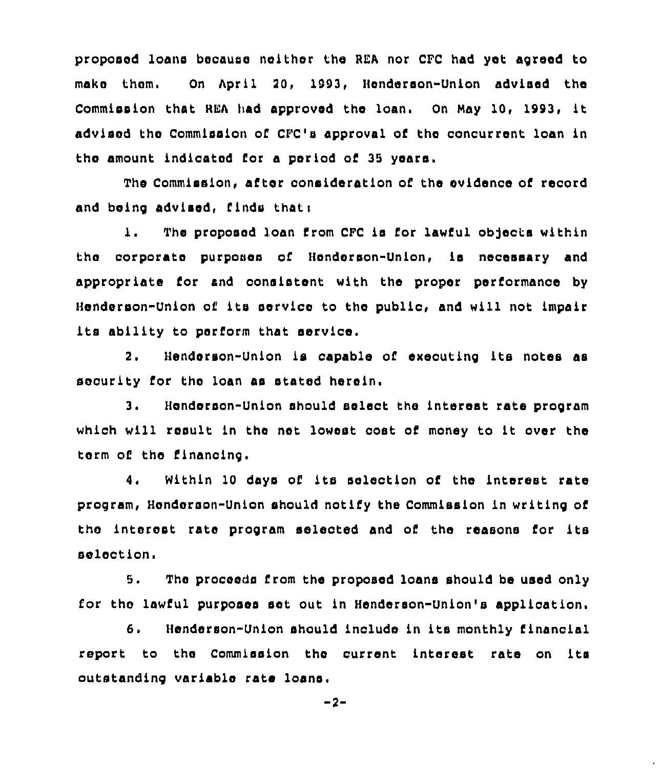proposed loans because neither the REA nor CFC had yet agreed to make them. On April 20, 1993, Henderson-Union advised the Commission that REA had approved the loan. On May 10, 1993, it advised the Commission of CFC's approval of the concurrent loan in the amount indicated for a period of 35 years.

The Commission, after consideration of the evidence of record and being advised, finds that:

1. The proposed loan from CFC is for lawful objects within the corporate purposes of Henderson-Union, is necessary and appropriate for and consistent with the proper performance by Henderson-Union of its service to the public, and will not impair its ability to perform that service.

2. Henderson-Union is capable of executing its notes as security for the loan as stated herein.

3. Henderson-Union should select the interest rate program which will result in the net lowest cost of money to it over the term of the financing.

4. Within 10 days of its selection of the interest rate program, Henderson-Union should notify the Commission in writing of the interest rate program selected and of the reasons for its selection.

5. The proceeds from the proposed loans should be used only for the lawful purposes set out in Henderson-Union's application.

6. Henderson-Union should include in its monthly financial report to the Commission the current interest rate on its outstanding variable rate loans.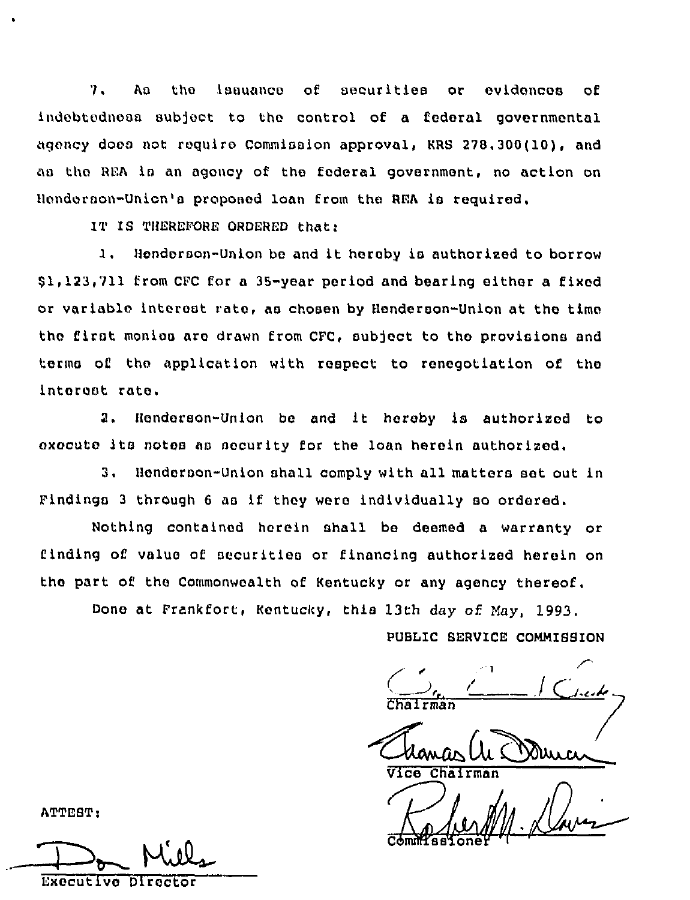7. As the issuance of securities or evidences of indebtedness subject to the control of a federal governmental agency does not require Commission approval, KRS 278.300(10), and as the REA is an agency of the federal government, no action on Henderson-Union's proposed loan from the REA is required.

IT IS THEREFORE ORDERED that:

1. Henderson-Union be and it hereby is authorized to borrow $1,123,711 from CFC for a 35-year period and bearing either a fixed or variable interest rate, as chosen by Henderson-Union at the time the first monies are drawn from CFC, subject to the provisions and terms of the application with respect to renegotiation of the interest rate.

2. Henderson-Union be and it hereby is authorized to execute its notes as security for the loan herein authorized.

3. Henderson-Union shall comply with all matters set out in Findings 3 through 6 as if they were individually so ordered.

Nothing contained herein shall be deemed a warranty or finding of value of securities or financing authorized herein on the part of the Commonwealth of Kentucky or any agency thereof.

Done at Frankfort, Kentucky, this 13th day of May, 1993.

PUBLIC SERVICE COMMISSION

Chairman

Vice Chairman

Commissioner

ATTEST:

Executive Director